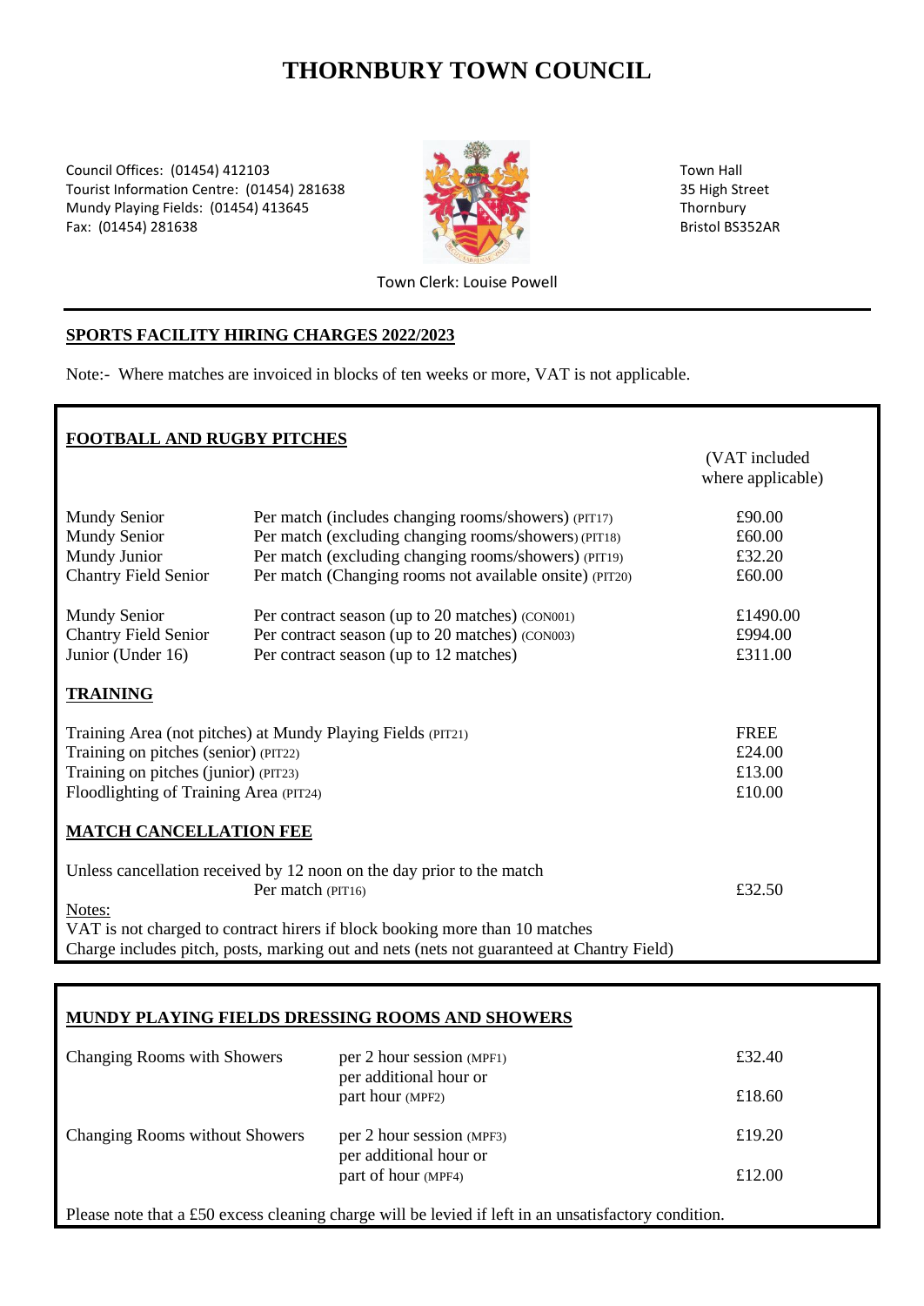# THORNBURY TOWN COUNCIL

Council Offices: (01454) 412103
Tourist Information Centre: (01454) 281638
Mundy Playing Fields: (01454) 413645
Fax: (01454) 281638

Town Hall
35 High Street
Thornbury
Bristol BS352AR

Town Clerk: Louise Powell

---

## SPORTS FACILITY HIRING CHARGES 2022/2023

Note:- Where matches are invoiced in blocks of ten weeks or more, VAT is not applicable.

### FOOTBALL AND RUGBY PITCHES

| | | (VAT included where applicable) |
|---|---|---|
| Mundy Senior | Per match (includes changing rooms/showers) (PIT17) | £90.00 |
| Mundy Senior | Per match (excluding changing rooms/showers) (PIT18) | £60.00 |
| Mundy Junior | Per match (excluding changing rooms/showers) (PIT19) | £32.20 |
| Chantry Field Senior | Per match (Changing rooms not available onsite) (PIT20) | £60.00 |
| Mundy Senior | Per contract season (up to 20 matches) (CON001) | £1490.00 |
| Chantry Field Senior | Per contract season (up to 20 matches) (CON003) | £994.00 |
| Junior (Under 16) | Per contract season (up to 12 matches) | £311.00 |

### TRAINING

| | |
|---|---|
| Training Area (not pitches) at Mundy Playing Fields (PIT21) | FREE |
| Training on pitches (senior) (PIT22) | £24.00 |
| Training on pitches (junior) (PIT23) | £13.00 |
| Floodlighting of Training Area (PIT24) | £10.00 |

### MATCH CANCELLATION FEE

Unless cancellation received by 12 noon on the day prior to the match
Per match (PIT16) — £32.50

Notes:
VAT is not charged to contract hirers if block booking more than 10 matches
Charge includes pitch, posts, marking out and nets (nets not guaranteed at Chantry Field)

### MUNDY PLAYING FIELDS DRESSING ROOMS AND SHOWERS

| | | |
|---|---|---|
| Changing Rooms with Showers | per 2 hour session (MPF1) | £32.40 |
| | per additional hour or part hour (MPF2) | £18.60 |
| Changing Rooms without Showers | per 2 hour session (MPF3) | £19.20 |
| | per additional hour or part of hour (MPF4) | £12.00 |

Please note that a £50 excess cleaning charge will be levied if left in an unsatisfactory condition.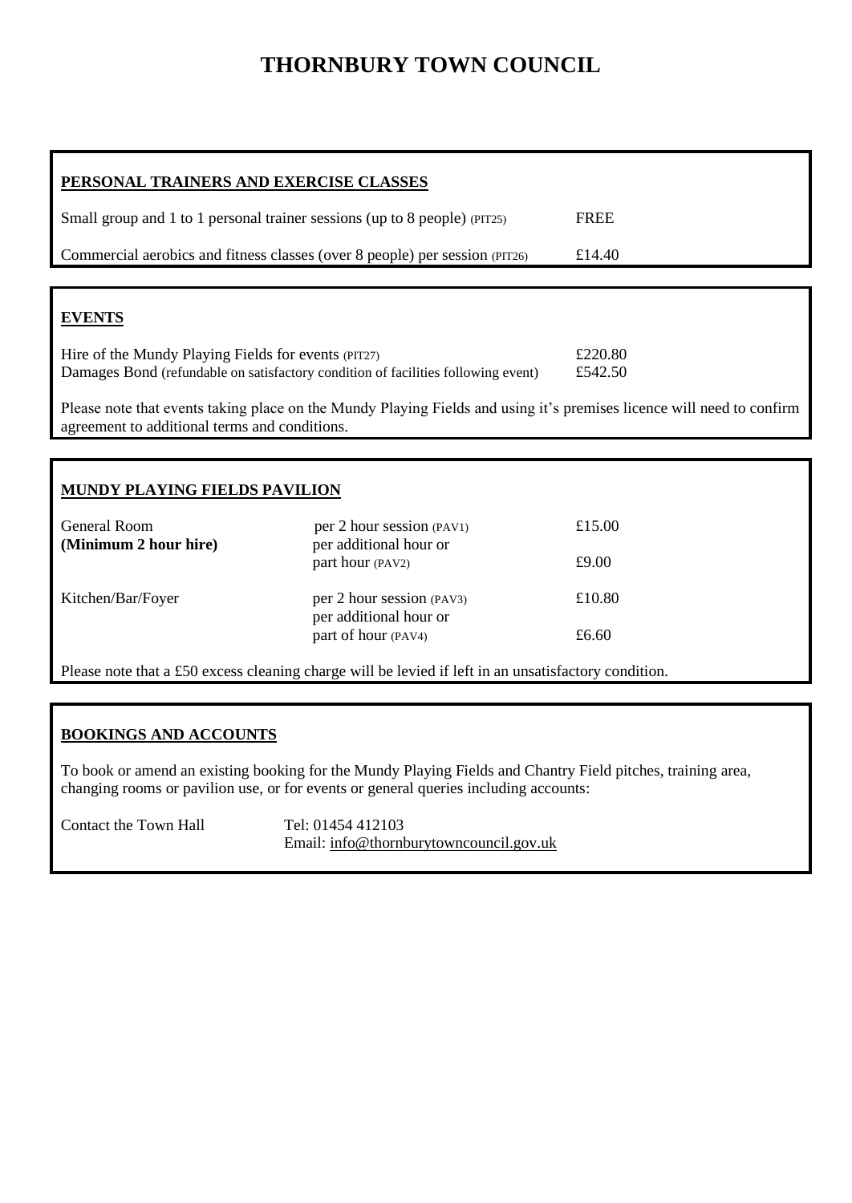# THORNBURY TOWN COUNCIL

## PERSONAL TRAINERS AND EXERCISE CLASSES

| | |
|---|---|
| Small group and 1 to 1 personal trainer sessions (up to 8 people) (PIT25) | FREE |
| Commercial aerobics and fitness classes (over 8 people) per session (PIT26) | £14.40 |

## EVENTS

| | |
|---|---|
| Hire of the Mundy Playing Fields for events (PIT27) | £220.80 |
| Damages Bond (refundable on satisfactory condition of facilities following event) | £542.50 |

Please note that events taking place on the Mundy Playing Fields and using it's premises licence will need to confirm agreement to additional terms and conditions.

## MUNDY PLAYING FIELDS PAVILION

| | | |
|---|---|---|
| General Room **(Minimum 2 hour hire)** | per 2 hour session (PAV1) | £15.00 |
| | per additional hour or part hour (PAV2) | £9.00 |
| Kitchen/Bar/Foyer | per 2 hour session (PAV3) | £10.80 |
| | per additional hour or part of hour (PAV4) | £6.60 |

Please note that a £50 excess cleaning charge will be levied if left in an unsatisfactory condition.

## BOOKINGS AND ACCOUNTS

To book or amend an existing booking for the Mundy Playing Fields and Chantry Field pitches, training area, changing rooms or pavilion use, or for events or general queries including accounts:

Contact the Town Hall
Tel: 01454 412103
Email: info@thornburytowncouncil.gov.uk